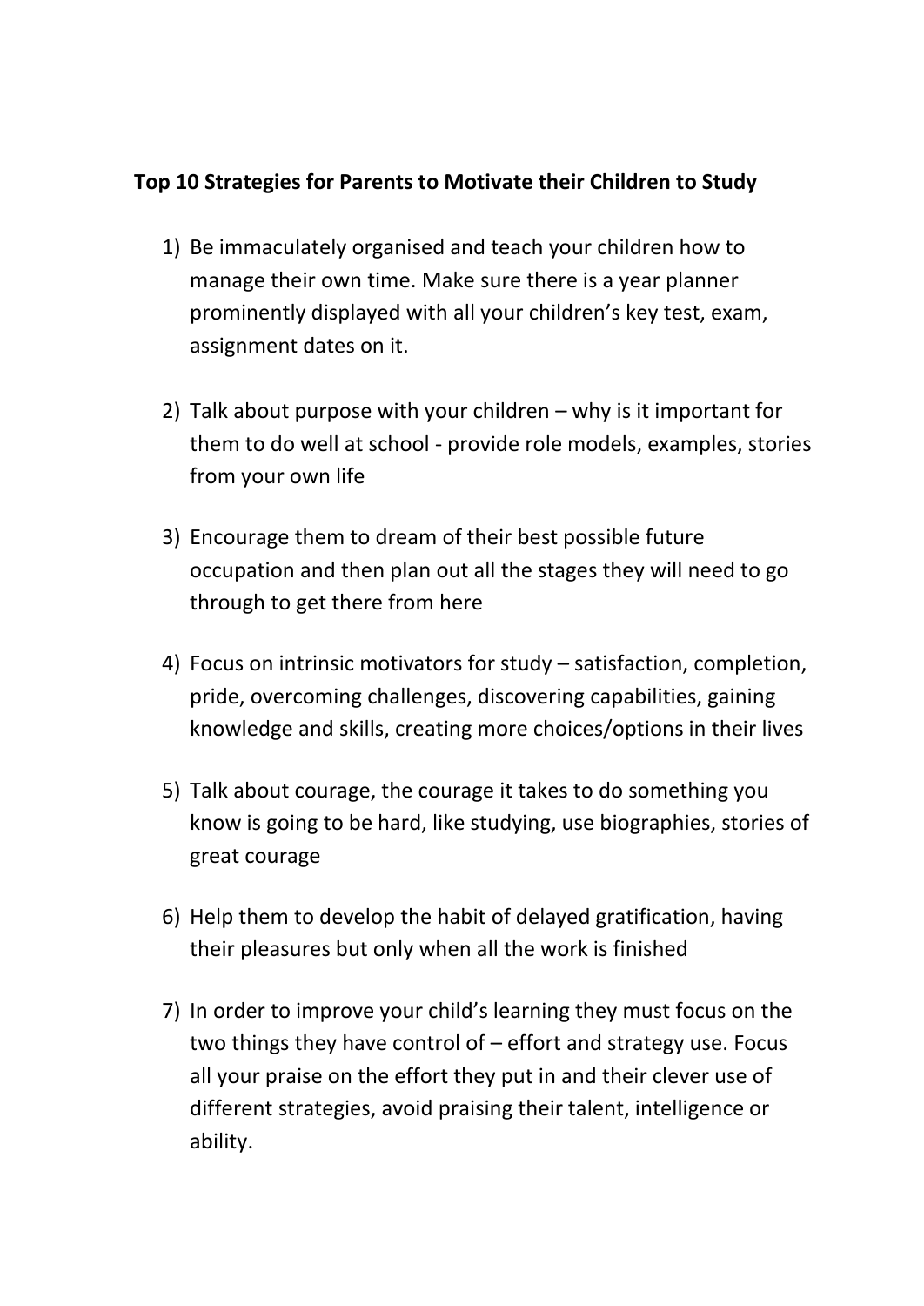**Top 10 Strategies for Parents to Motivate their Children to Study**

1) Be immaculately organised and teach your children how to manage their own time. Make sure there is a year planner prominently displayed with all your children's key test, exam, assignment dates on it.

2) Talk about purpose with your children – why is it important for them to do well at school - provide role models, examples, stories from your own life

3) Encourage them to dream of their best possible future occupation and then plan out all the stages they will need to go through to get there from here

4) Focus on intrinsic motivators for study – satisfaction, completion, pride, overcoming challenges, discovering capabilities, gaining knowledge and skills, creating more choices/options in their lives

5) Talk about courage, the courage it takes to do something you know is going to be hard, like studying, use biographies, stories of great courage

6) Help them to develop the habit of delayed gratification, having their pleasures but only when all the work is finished

7) In order to improve your child's learning they must focus on the two things they have control of – effort and strategy use. Focus all your praise on the effort they put in and their clever use of different strategies, avoid praising their talent, intelligence or ability.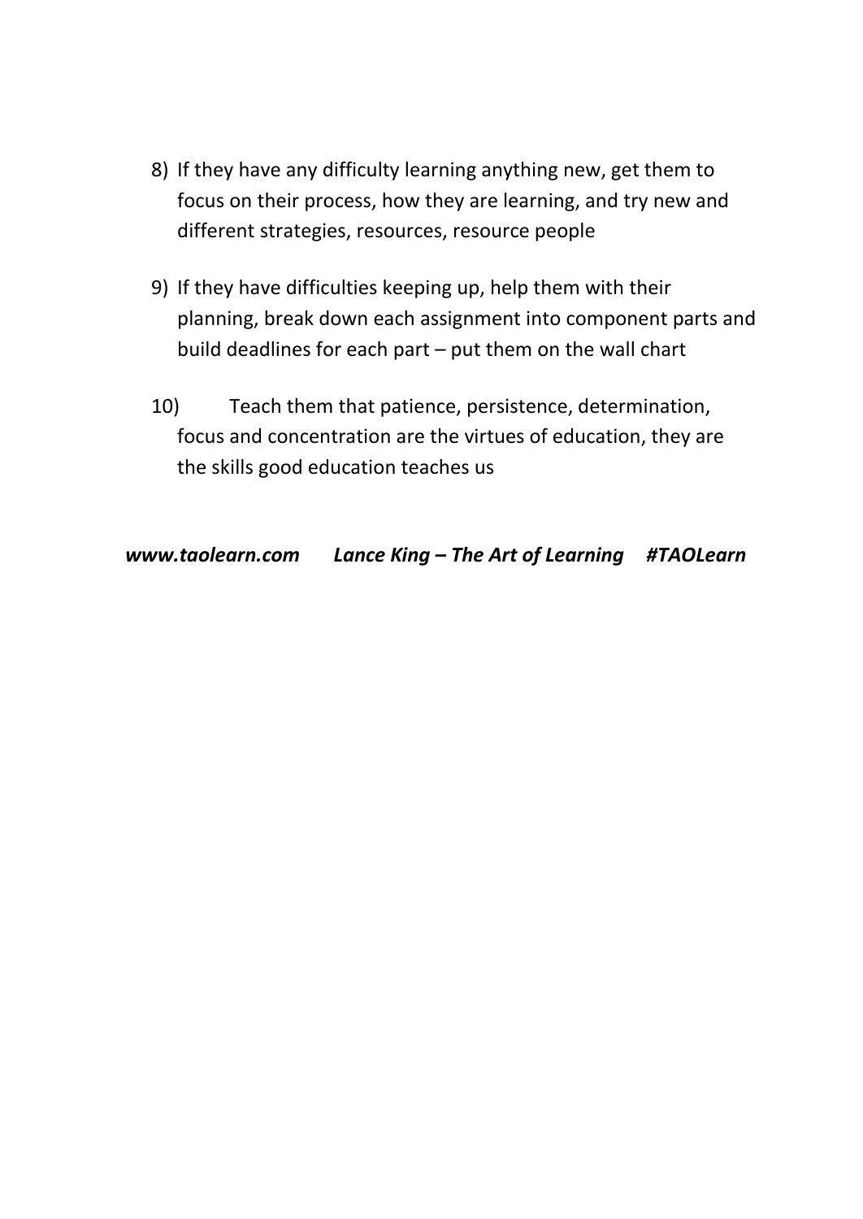8) If they have any difficulty learning anything new, get them to focus on their process, how they are learning, and try new and different strategies, resources, resource people

9) If they have difficulties keeping up, help them with their planning, break down each assignment into component parts and build deadlines for each part – put them on the wall chart

10) Teach them that patience, persistence, determination, focus and concentration are the virtues of education, they are the skills good education teaches us

***www.taolearn.com     Lance King – The Art of Learning     #TAOLearn***